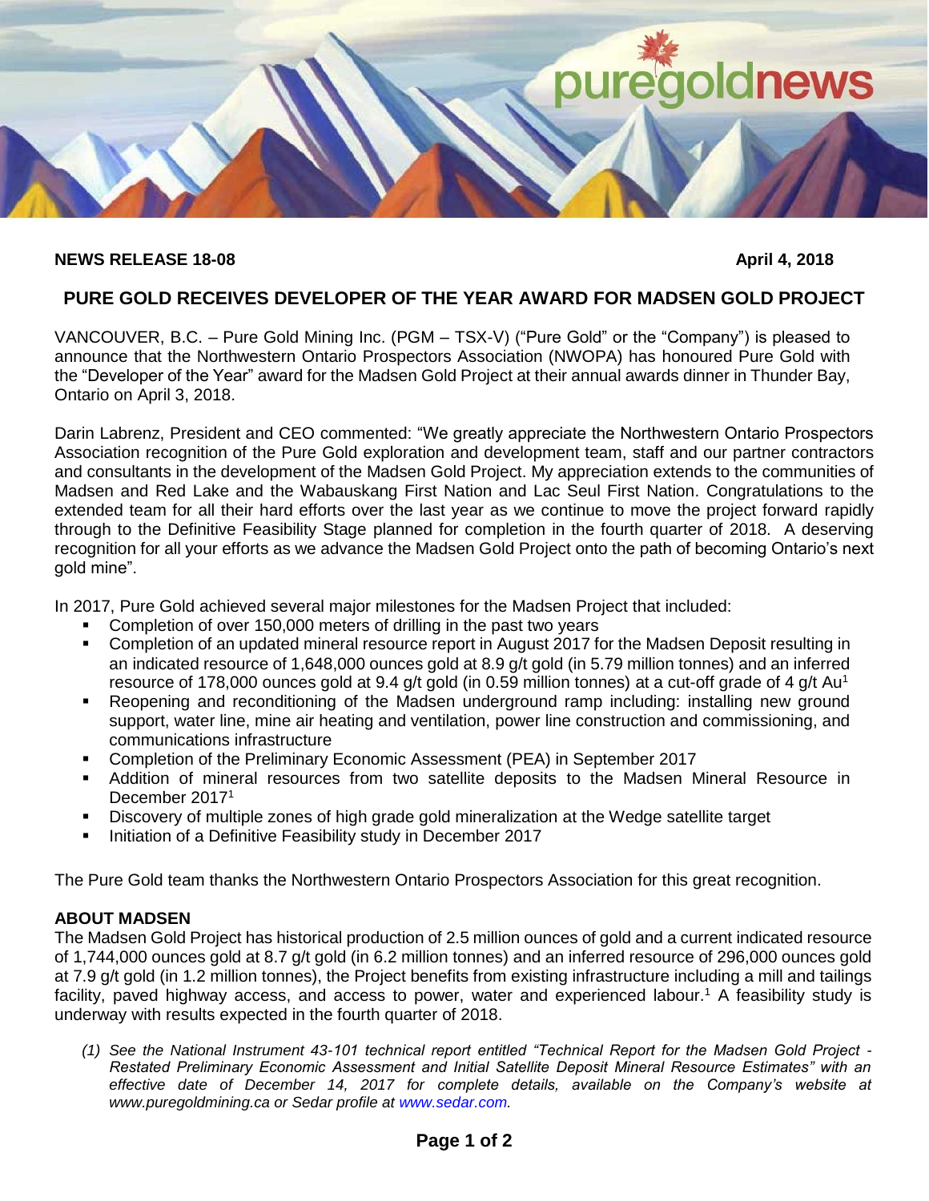**NEWS RELEASE 18-08** **April 4, 2018**

# PURE GOLD RECEIVES DEVELOPER OF THE YEAR AWARD FOR MADSEN GOLD PROJECT

VANCOUVER, B.C. – Pure Gold Mining Inc. (PGM – TSX-V) ("Pure Gold" or the "Company") is pleased to announce that the Northwestern Ontario Prospectors Association (NWOPA) has honoured Pure Gold with the "Developer of the Year" award for the Madsen Gold Project at their annual awards dinner in Thunder Bay, Ontario on April 3, 2018.

Darin Labrenz, President and CEO commented: "We greatly appreciate the Northwestern Ontario Prospectors Association recognition of the Pure Gold exploration and development team, staff and our partner contractors and consultants in the development of the Madsen Gold Project. My appreciation extends to the communities of Madsen and Red Lake and the Wabauskang First Nation and Lac Seul First Nation. Congratulations to the extended team for all their hard efforts over the last year as we continue to move the project forward rapidly through to the Definitive Feasibility Stage planned for completion in the fourth quarter of 2018. A deserving recognition for all your efforts as we advance the Madsen Gold Project onto the path of becoming Ontario's next gold mine".

In 2017, Pure Gold achieved several major milestones for the Madsen Project that included:

- Completion of over 150,000 meters of drilling in the past two years
- Completion of an updated mineral resource report in August 2017 for the Madsen Deposit resulting in an indicated resource of 1,648,000 ounces gold at 8.9 g/t gold (in 5.79 million tonnes) and an inferred resource of 178,000 ounces gold at 9.4 g/t gold (in 0.59 million tonnes) at a cut-off grade of 4 g/t Au[1]
- Reopening and reconditioning of the Madsen underground ramp including: installing new ground support, water line, mine air heating and ventilation, power line construction and commissioning, and communications infrastructure
- Completion of the Preliminary Economic Assessment (PEA) in September 2017
- Addition of mineral resources from two satellite deposits to the Madsen Mineral Resource in December 2017[1]
- Discovery of multiple zones of high grade gold mineralization at the Wedge satellite target
- Initiation of a Definitive Feasibility study in December 2017

The Pure Gold team thanks the Northwestern Ontario Prospectors Association for this great recognition.

## ABOUT MADSEN

The Madsen Gold Project has historical production of 2.5 million ounces of gold and a current indicated resource of 1,744,000 ounces gold at 8.7 g/t gold (in 6.2 million tonnes) and an inferred resource of 296,000 ounces gold at 7.9 g/t gold (in 1.2 million tonnes), the Project benefits from existing infrastructure including a mill and tailings facility, paved highway access, and access to power, water and experienced labour.[1] A feasibility study is underway with results expected in the fourth quarter of 2018.

*(1) See the National Instrument 43-101 technical report entitled "Technical Report for the Madsen Gold Project - Restated Preliminary Economic Assessment and Initial Satellite Deposit Mineral Resource Estimates" with an effective date of December 14, 2017 for complete details, available on the Company's website at www.puregoldmining.ca or Sedar profile at www.sedar.com.*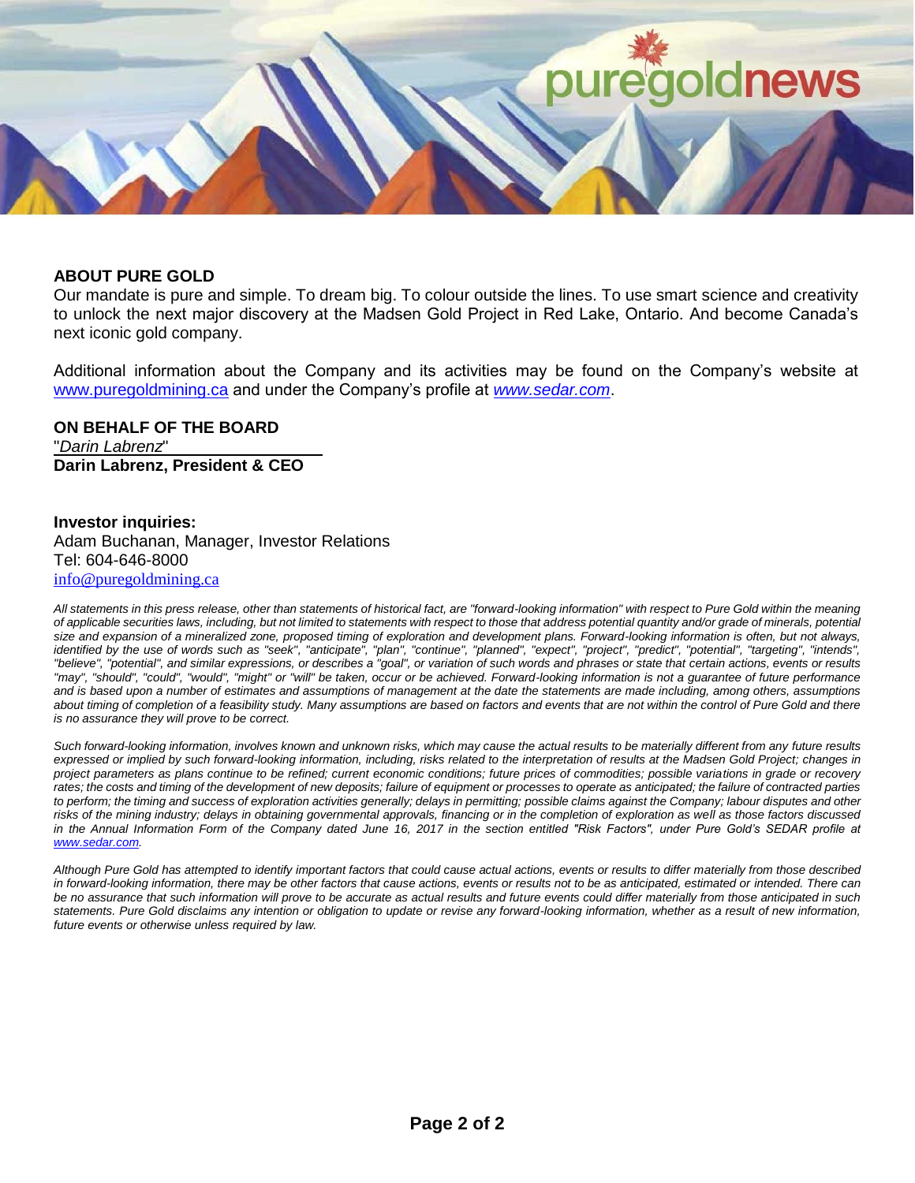## ABOUT PURE GOLD

Our mandate is pure and simple. To dream big. To colour outside the lines. To use smart science and creativity to unlock the next major discovery at the Madsen Gold Project in Red Lake, Ontario. And become Canada's next iconic gold company.

Additional information about the Company and its activities may be found on the Company's website at www.puregoldmining.ca and under the Company's profile at *www.sedar.com*.

**ON BEHALF OF THE BOARD**

"*Darin Labrenz*"

**Darin Labrenz, President & CEO**

**Investor inquiries:**

Adam Buchanan, Manager, Investor Relations
Tel: 604-646-8000
info@puregoldmining.ca

*All statements in this press release, other than statements of historical fact, are "forward-looking information" with respect to Pure Gold within the meaning of applicable securities laws, including, but not limited to statements with respect to those that address potential quantity and/or grade of minerals, potential size and expansion of a mineralized zone, proposed timing of exploration and development plans. Forward-looking information is often, but not always, identified by the use of words such as "seek", "anticipate", "plan", "continue", "planned", "expect", "project", "predict", "potential", "targeting", "intends", "believe", "potential", and similar expressions, or describes a "goal", or variation of such words and phrases or state that certain actions, events or results "may", "should", "could", "would", "might" or "will" be taken, occur or be achieved. Forward-looking information is not a guarantee of future performance and is based upon a number of estimates and assumptions of management at the date the statements are made including, among others, assumptions about timing of completion of a feasibility study. Many assumptions are based on factors and events that are not within the control of Pure Gold and there is no assurance they will prove to be correct.*

*Such forward-looking information, involves known and unknown risks, which may cause the actual results to be materially different from any future results expressed or implied by such forward-looking information, including, risks related to the interpretation of results at the Madsen Gold Project; changes in project parameters as plans continue to be refined; current economic conditions; future prices of commodities; possible variations in grade or recovery rates; the costs and timing of the development of new deposits; failure of equipment or processes to operate as anticipated; the failure of contracted parties to perform; the timing and success of exploration activities generally; delays in permitting; possible claims against the Company; labour disputes and other risks of the mining industry; delays in obtaining governmental approvals, financing or in the completion of exploration as well as those factors discussed in the Annual Information Form of the Company dated June 16, 2017 in the section entitled "Risk Factors", under Pure Gold's SEDAR profile at www.sedar.com.*

*Although Pure Gold has attempted to identify important factors that could cause actual actions, events or results to differ materially from those described in forward-looking information, there may be other factors that cause actions, events or results not to be as anticipated, estimated or intended. There can be no assurance that such information will prove to be accurate as actual results and future events could differ materially from those anticipated in such statements. Pure Gold disclaims any intention or obligation to update or revise any forward-looking information, whether as a result of new information, future events or otherwise unless required by law.*